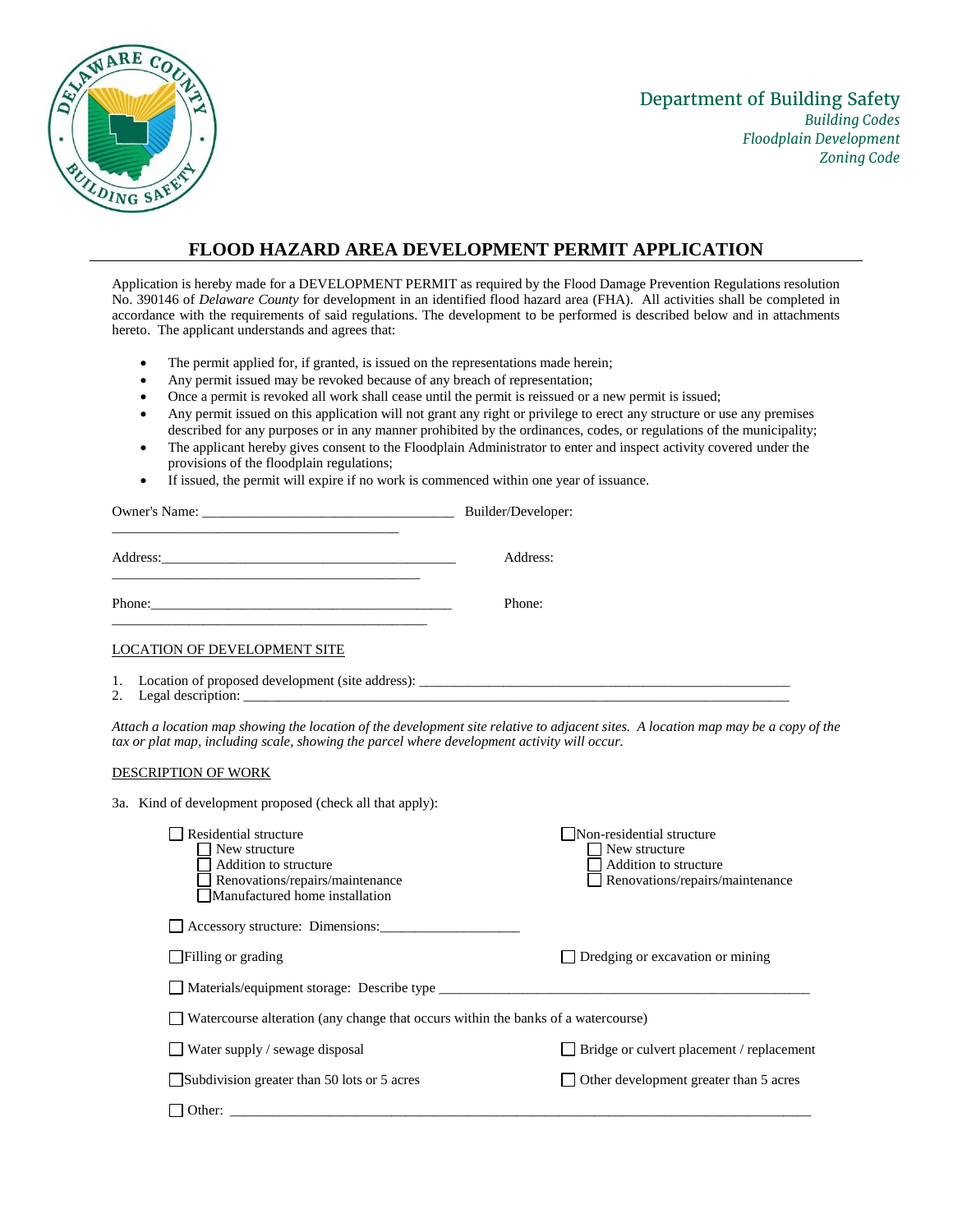Department of Building Safety
*Building Codes*
*Floodplain Development*
*Zoning Code*

# FLOOD HAZARD AREA DEVELOPMENT PERMIT APPLICATION

Application is hereby made for a DEVELOPMENT PERMIT as required by the Flood Damage Prevention Regulations resolution No. 390146 of *Delaware County* for development in an identified flood hazard area (FHA). All activities shall be completed in accordance with the requirements of said regulations. The development to be performed is described below and in attachments hereto. The applicant understands and agrees that:

- The permit applied for, if granted, is issued on the representations made herein;
- Any permit issued may be revoked because of any breach of representation;
- Once a permit is revoked all work shall cease until the permit is reissued or a new permit is issued;
- Any permit issued on this application will not grant any right or privilege to erect any structure or use any premises described for any purposes or in any manner prohibited by the ordinances, codes, or regulations of the municipality;
- The applicant hereby gives consent to the Floodplain Administrator to enter and inspect activity covered under the provisions of the floodplain regulations;
- If issued, the permit will expire if no work is commenced within one year of issuance.

Owner's Name: ___________________________________ Builder/Developer: ________________________________________

Address:__________________________________________ Address: ____________________________________________

Phone:____________________________________________ Phone: _____________________________________________

LOCATION OF DEVELOPMENT SITE

1. Location of proposed development (site address): _____________________________________________________
2. Legal description: ____________________________________________________________________________

*Attach a location map showing the location of the development site relative to adjacent sites. A location map may be a copy of the tax or plat map, including scale, showing the parcel where development activity will occur.*

DESCRIPTION OF WORK

3a. Kind of development proposed (check all that apply):

- ☐ Residential structure
  - ☐ New structure
  - ☐ Addition to structure
  - ☐ Renovations/repairs/maintenance
  - ☐ Manufactured home installation
- ☐ Non-residential structure
  - ☐ New structure
  - ☐ Addition to structure
  - ☐ Renovations/repairs/maintenance
- ☐ Accessory structure: Dimensions:___________________
- ☐ Filling or grading
- ☐ Dredging or excavation or mining
- ☐ Materials/equipment storage: Describe type ____________________________________________________
- ☐ Watercourse alteration (any change that occurs within the banks of a watercourse)
- ☐ Water supply / sewage disposal
- ☐ Bridge or culvert placement / replacement
- ☐ Subdivision greater than 50 lots or 5 acres
- ☐ Other development greater than 5 acres
- ☐ Other: ______________________________________________________________________________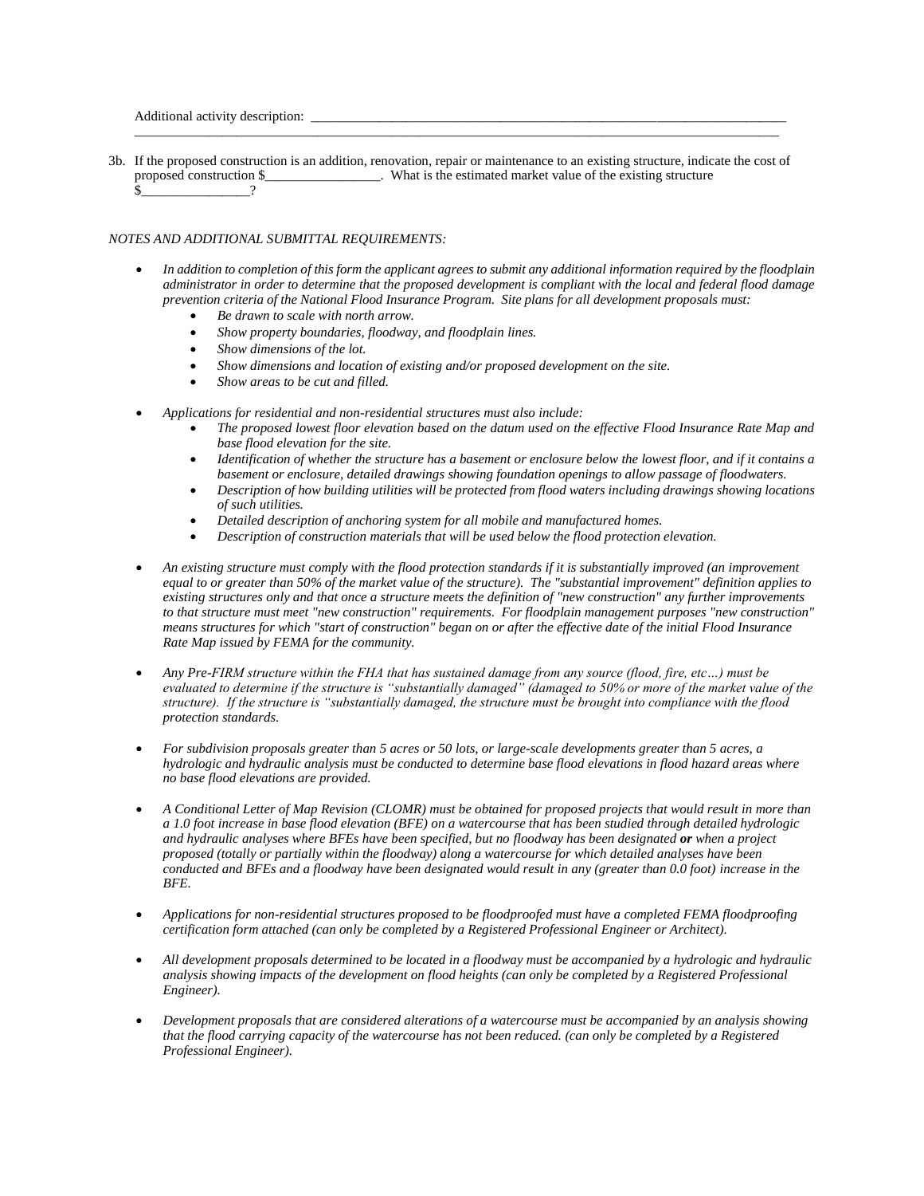Additional activity description: ___________________________________________________________________________
_______________________________________________________________________________________________

3b. If the proposed construction is an addition, renovation, repair or maintenance to an existing structure, indicate the cost of proposed construction $_________________. What is the estimated market value of the existing structure $________________?

*NOTES AND ADDITIONAL SUBMITTAL REQUIREMENTS:*

- *In addition to completion of this form the applicant agrees to submit any additional information required by the floodplain administrator in order to determine that the proposed development is compliant with the local and federal flood damage prevention criteria of the National Flood Insurance Program. Site plans for all development proposals must:*
    - *Be drawn to scale with north arrow.*
    - *Show property boundaries, floodway, and floodplain lines.*
    - *Show dimensions of the lot.*
    - *Show dimensions and location of existing and/or proposed development on the site.*
    - *Show areas to be cut and filled.*

- *Applications for residential and non-residential structures must also include:*
    - *The proposed lowest floor elevation based on the datum used on the effective Flood Insurance Rate Map and base flood elevation for the site.*
    - *Identification of whether the structure has a basement or enclosure below the lowest floor, and if it contains a basement or enclosure, detailed drawings showing foundation openings to allow passage of floodwaters.*
    - *Description of how building utilities will be protected from flood waters including drawings showing locations of such utilities.*
    - *Detailed description of anchoring system for all mobile and manufactured homes.*
    - *Description of construction materials that will be used below the flood protection elevation.*

- *An existing structure must comply with the flood protection standards if it is substantially improved (an improvement equal to or greater than 50% of the market value of the structure). The "substantial improvement" definition applies to existing structures only and that once a structure meets the definition of "new construction" any further improvements to that structure must meet "new construction" requirements. For floodplain management purposes "new construction" means structures for which "start of construction" began on or after the effective date of the initial Flood Insurance Rate Map issued by FEMA for the community.*

- *Any Pre-FIRM structure within the FHA that has sustained damage from any source (flood, fire, etc…) must be evaluated to determine if the structure is "substantially damaged" (damaged to 50% or more of the market value of the structure). If the structure is "substantially damaged, the structure must be brought into compliance with the flood protection standards.*

- *For subdivision proposals greater than 5 acres or 50 lots, or large-scale developments greater than 5 acres, a hydrologic and hydraulic analysis must be conducted to determine base flood elevations in flood hazard areas where no base flood elevations are provided.*

- *A Conditional Letter of Map Revision (CLOMR) must be obtained for proposed projects that would result in more than a 1.0 foot increase in base flood elevation (BFE) on a watercourse that has been studied through detailed hydrologic and hydraulic analyses where BFEs have been specified, but no floodway has been designated **or** when a project proposed (totally or partially within the floodway) along a watercourse for which detailed analyses have been conducted and BFEs and a floodway have been designated would result in any (greater than 0.0 foot) increase in the BFE.*

- *Applications for non-residential structures proposed to be floodproofed must have a completed FEMA floodproofing certification form attached (can only be completed by a Registered Professional Engineer or Architect).*

- *All development proposals determined to be located in a floodway must be accompanied by a hydrologic and hydraulic analysis showing impacts of the development on flood heights (can only be completed by a Registered Professional Engineer).*

- *Development proposals that are considered alterations of a watercourse must be accompanied by an analysis showing that the flood carrying capacity of the watercourse has not been reduced. (can only be completed by a Registered Professional Engineer).*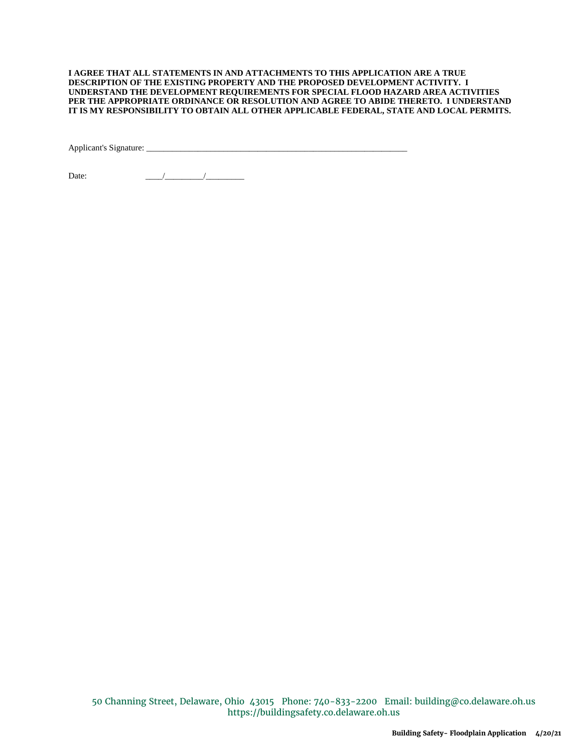**I AGREE THAT ALL STATEMENTS IN AND ATTACHMENTS TO THIS APPLICATION ARE A TRUE DESCRIPTION OF THE EXISTING PROPERTY AND THE PROPOSED DEVELOPMENT ACTIVITY. I UNDERSTAND THE DEVELOPMENT REQUIREMENTS FOR SPECIAL FLOOD HAZARD AREA ACTIVITIES PER THE APPROPRIATE ORDINANCE OR RESOLUTION AND AGREE TO ABIDE THERETO. I UNDERSTAND IT IS MY RESPONSIBILITY TO OBTAIN ALL OTHER APPLICABLE FEDERAL, STATE AND LOCAL PERMITS.**

Applicant's Signature: _______________________________________________________________

Date: ____/_________/_________

50 Channing Street, Delaware, Ohio 43015 Phone: 740-833-2200 Email: building@co.delaware.oh.us
https://buildingsafety.co.delaware.oh.us